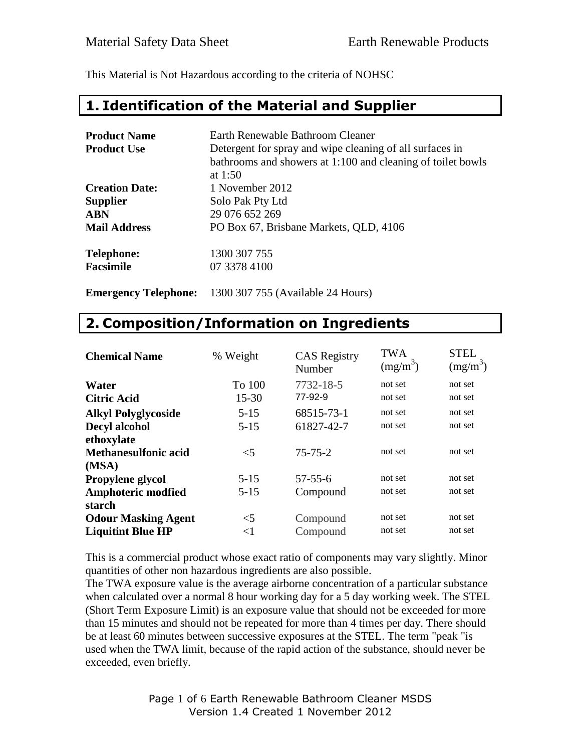This Material is Not Hazardous according to the criteria of NOHSC

## 1. Identification of the Material and Supplier

| | |
|---|---|
| **Product Name** | Earth Renewable Bathroom Cleaner |
| **Product Use** | Detergent for spray and wipe cleaning of all surfaces in bathrooms and showers at 1:100 and cleaning of toilet bowls at 1:50 |
| **Creation Date:** | 1 November 2012 |
| **Supplier** | Solo Pak Pty Ltd |
| **ABN** | 29 076 652 269 |
| **Mail Address** | PO Box 67, Brisbane Markets, QLD, 4106 |
| **Telephone:** | 1300 307 755 |
| **Facsimile** | 07 3378 4100 |
| **Emergency Telephone:** | 1300 307 755 (Available 24 Hours) |

## 2. Composition/Information on Ingredients

| Chemical Name | % Weight | CAS Registry Number | TWA ($mg/m^3$) | STEL ($mg/m^3$) |
|---|---|---|---|---|
| **Water** | To 100 | 7732-18-5 | not set | not set |
| **Citric Acid** | 15-30 | 77-92-9 | not set | not set |
| **Alkyl Polyglycoside** | 5-15 | 68515-73-1 | not set | not set |
| **Decyl alcohol ethoxylate** | 5-15 | 61827-42-7 | not set | not set |
| **Methanesulfonic acid (MSA)** | <5 | 75-75-2 | not set | not set |
| **Propylene glycol** | 5-15 | 57-55-6 | not set | not set |
| **Amphoteric modfied starch** | 5-15 | Compound | not set | not set |
| **Odour Masking Agent** | <5 | Compound | not set | not set |
| **Liquitint Blue HP** | <1 | Compound | not set | not set |

This is a commercial product whose exact ratio of components may vary slightly. Minor quantities of other non hazardous ingredients are also possible.

The TWA exposure value is the average airborne concentration of a particular substance when calculated over a normal 8 hour working day for a 5 day working week. The STEL (Short Term Exposure Limit) is an exposure value that should not be exceeded for more than 15 minutes and should not be repeated for more than 4 times per day. There should be at least 60 minutes between successive exposures at the STEL. The term "peak "is used when the TWA limit, because of the rapid action of the substance, should never be exceeded, even briefly.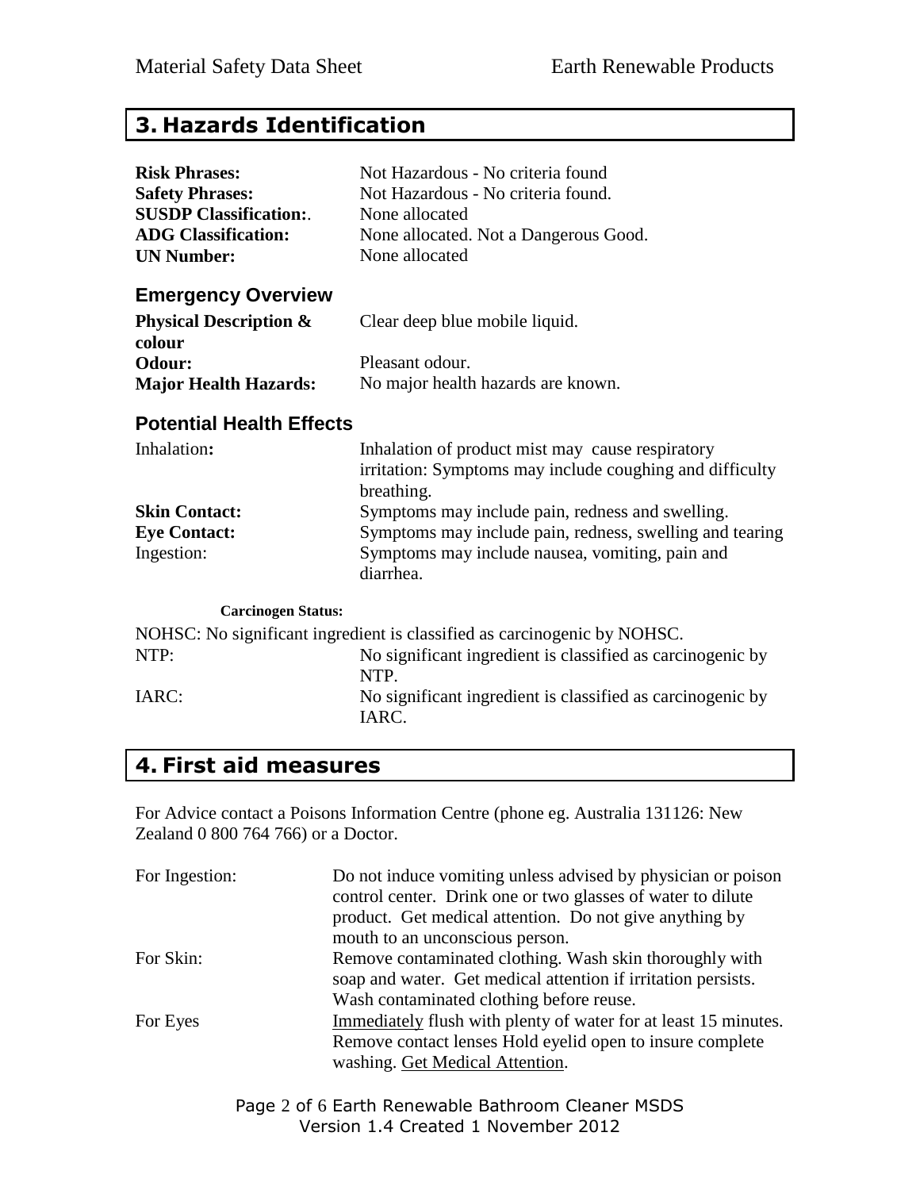## 3. Hazards Identification

| | |
|---|---|
| **Risk Phrases:** | Not Hazardous - No criteria found |
| **Safety Phrases:** | Not Hazardous - No criteria found. |
| **SUSDP Classification:**. | None allocated |
| **ADG Classification:** | None allocated. Not a Dangerous Good. |
| **UN Number:** | None allocated |

### Emergency Overview

| | |
|---|---|
| **Physical Description & colour** | Clear deep blue mobile liquid. |
| **Odour:** | Pleasant odour. |
| **Major Health Hazards:** | No major health hazards are known. |

### Potential Health Effects

| | |
|---|---|
| Inhalation**:** | Inhalation of product mist may cause respiratory irritation: Symptoms may include coughing and difficulty breathing. |
| **Skin Contact:** | Symptoms may include pain, redness and swelling. |
| **Eye Contact:** | Symptoms may include pain, redness, swelling and tearing |
| Ingestion: | Symptoms may include nausea, vomiting, pain and diarrhea. |

**Carcinogen Status:**

NOHSC: No significant ingredient is classified as carcinogenic by NOHSC.

| | |
|---|---|
| NTP: | No significant ingredient is classified as carcinogenic by NTP. |
| IARC: | No significant ingredient is classified as carcinogenic by IARC. |

## 4. First aid measures

For Advice contact a Poisons Information Centre (phone eg. Australia 131126: New Zealand 0 800 764 766) or a Doctor.

| | |
|---|---|
| For Ingestion: | Do not induce vomiting unless advised by physician or poison control center. Drink one or two glasses of water to dilute product. Get medical attention. Do not give anything by mouth to an unconscious person. |
| For Skin: | Remove contaminated clothing. Wash skin thoroughly with soap and water. Get medical attention if irritation persists. Wash contaminated clothing before reuse. |
| For Eyes | Immediately flush with plenty of water for at least 15 minutes. Remove contact lenses Hold eyelid open to insure complete washing. Get Medical Attention. |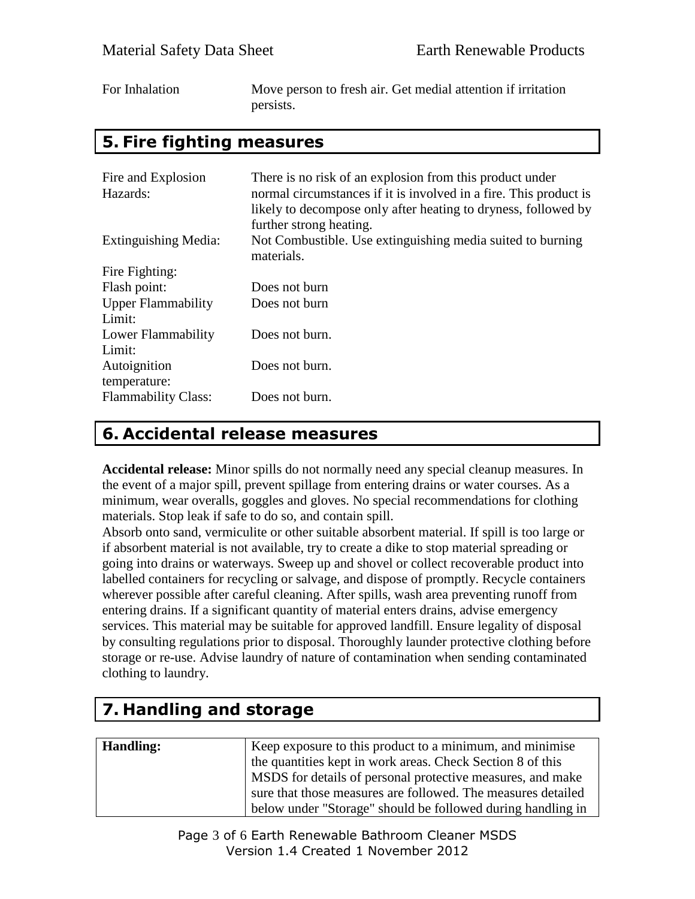| For Inhalation | Move person to fresh air. Get medial attention if irritation persists. |
|---|---|

## 5. Fire fighting measures

| | |
|---|---|
| Fire and Explosion Hazards: | There is no risk of an explosion from this product under normal circumstances if it is involved in a fire. This product is likely to decompose only after heating to dryness, followed by further strong heating. |
| Extinguishing Media: | Not Combustible. Use extinguishing media suited to burning materials. |
| Fire Fighting: | |
| Flash point: | Does not burn |
| Upper Flammability Limit: | Does not burn |
| Lower Flammability Limit: | Does not burn. |
| Autoignition temperature: | Does not burn. |
| Flammability Class: | Does not burn. |

## 6. Accidental release measures

**Accidental release:** Minor spills do not normally need any special cleanup measures. In the event of a major spill, prevent spillage from entering drains or water courses. As a minimum, wear overalls, goggles and gloves. No special recommendations for clothing materials. Stop leak if safe to do so, and contain spill.
Absorb onto sand, vermiculite or other suitable absorbent material. If spill is too large or if absorbent material is not available, try to create a dike to stop material spreading or going into drains or waterways. Sweep up and shovel or collect recoverable product into labelled containers for recycling or salvage, and dispose of promptly. Recycle containers wherever possible after careful cleaning. After spills, wash area preventing runoff from entering drains. If a significant quantity of material enters drains, advise emergency services. This material may be suitable for approved landfill. Ensure legality of disposal by consulting regulations prior to disposal. Thoroughly launder protective clothing before storage or re-use. Advise laundry of nature of contamination when sending contaminated clothing to laundry.

## 7. Handling and storage

| **Handling:** | Keep exposure to this product to a minimum, and minimise the quantities kept in work areas. Check Section 8 of this MSDS for details of personal protective measures, and make sure that those measures are followed. The measures detailed below under "Storage" should be followed during handling in |
|---|---|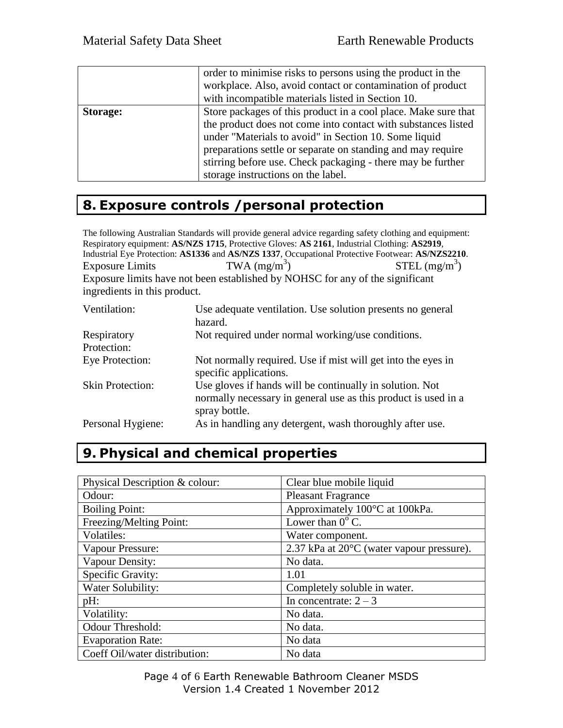|  | order to minimise risks to persons using the product in the workplace. Also, avoid contact or contamination of product with incompatible materials listed in Section 10. |
| --- | --- |
| **Storage:** | Store packages of this product in a cool place. Make sure that the product does not come into contact with substances listed under "Materials to avoid" in Section 10. Some liquid preparations settle or separate on standing and may require stirring before use. Check packaging - there may be further storage instructions on the label. |

## 8. Exposure controls /personal protection

The following Australian Standards will provide general advice regarding safety clothing and equipment: Respiratory equipment: **AS/NZS 1715**, Protective Gloves: **AS 2161**, Industrial Clothing: **AS2919**, Industrial Eye Protection: **AS1336** and **AS/NZS 1337**, Occupational Protective Footwear: **AS/NZS2210**.

Exposure Limits    TWA ($mg/m^3$)    STEL ($mg/m^3$)

Exposure limits have not been established by NOHSC for any of the significant ingredients in this product.

| | |
| --- | --- |
| Ventilation: | Use adequate ventilation. Use solution presents no general hazard. |
| Respiratory Protection: | Not required under normal working/use conditions. |
| Eye Protection: | Not normally required. Use if mist will get into the eyes in specific applications. |
| Skin Protection: | Use gloves if hands will be continually in solution. Not normally necessary in general use as this product is used in a spray bottle. |
| Personal Hygiene: | As in handling any detergent, wash thoroughly after use. |

## 9. Physical and chemical properties

| | |
| --- | --- |
| Physical Description & colour: | Clear blue mobile liquid |
| Odour: | Pleasant Fragrance |
| Boiling Point: | Approximately 100°C at 100kPa. |
| Freezing/Melting Point: | Lower than $0^o$ C. |
| Volatiles: | Water component. |
| Vapour Pressure: | 2.37 kPa at 20°C (water vapour pressure). |
| Vapour Density: | No data. |
| Specific Gravity: | 1.01 |
| Water Solubility: | Completely soluble in water. |
| pH: | In concentrate: 2 – 3 |
| Volatility: | No data. |
| Odour Threshold: | No data. |
| Evaporation Rate: | No data |
| Coeff Oil/water distribution: | No data |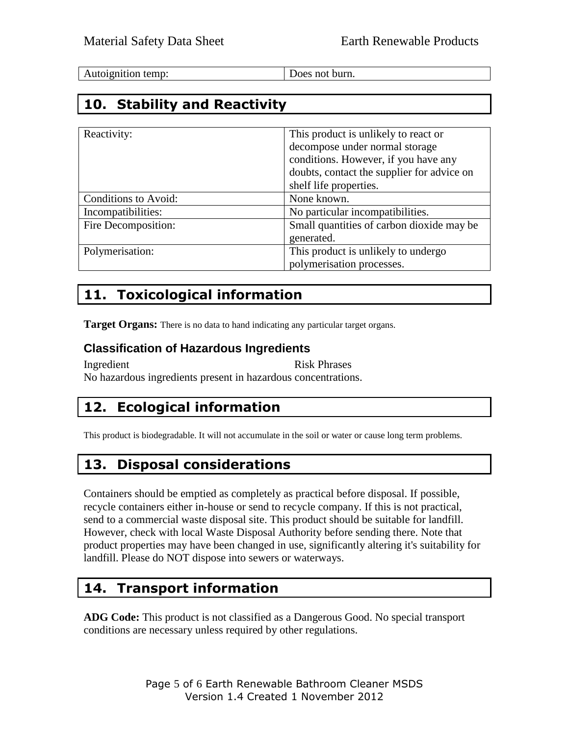| | |
|---|---|
| Autoignition temp: | Does not burn. |

## 10. Stability and Reactivity

| | |
|---|---|
| Reactivity: | This product is unlikely to react or decompose under normal storage conditions. However, if you have any doubts, contact the supplier for advice on shelf life properties. |
| Conditions to Avoid: | None known. |
| Incompatibilities: | No particular incompatibilities. |
| Fire Decomposition: | Small quantities of carbon dioxide may be generated. |
| Polymerisation: | This product is unlikely to undergo polymerisation processes. |

## 11. Toxicological information

**Target Organs:** There is no data to hand indicating any particular target organs.

### Classification of Hazardous Ingredients

| Ingredient | Risk Phrases |
|---|---|

No hazardous ingredients present in hazardous concentrations.

## 12. Ecological information

This product is biodegradable. It will not accumulate in the soil or water or cause long term problems.

## 13. Disposal considerations

Containers should be emptied as completely as practical before disposal. If possible, recycle containers either in-house or send to recycle company. If this is not practical, send to a commercial waste disposal site. This product should be suitable for landfill. However, check with local Waste Disposal Authority before sending there. Note that product properties may have been changed in use, significantly altering it's suitability for landfill. Please do NOT dispose into sewers or waterways.

## 14. Transport information

**ADG Code:** This product is not classified as a Dangerous Good. No special transport conditions are necessary unless required by other regulations.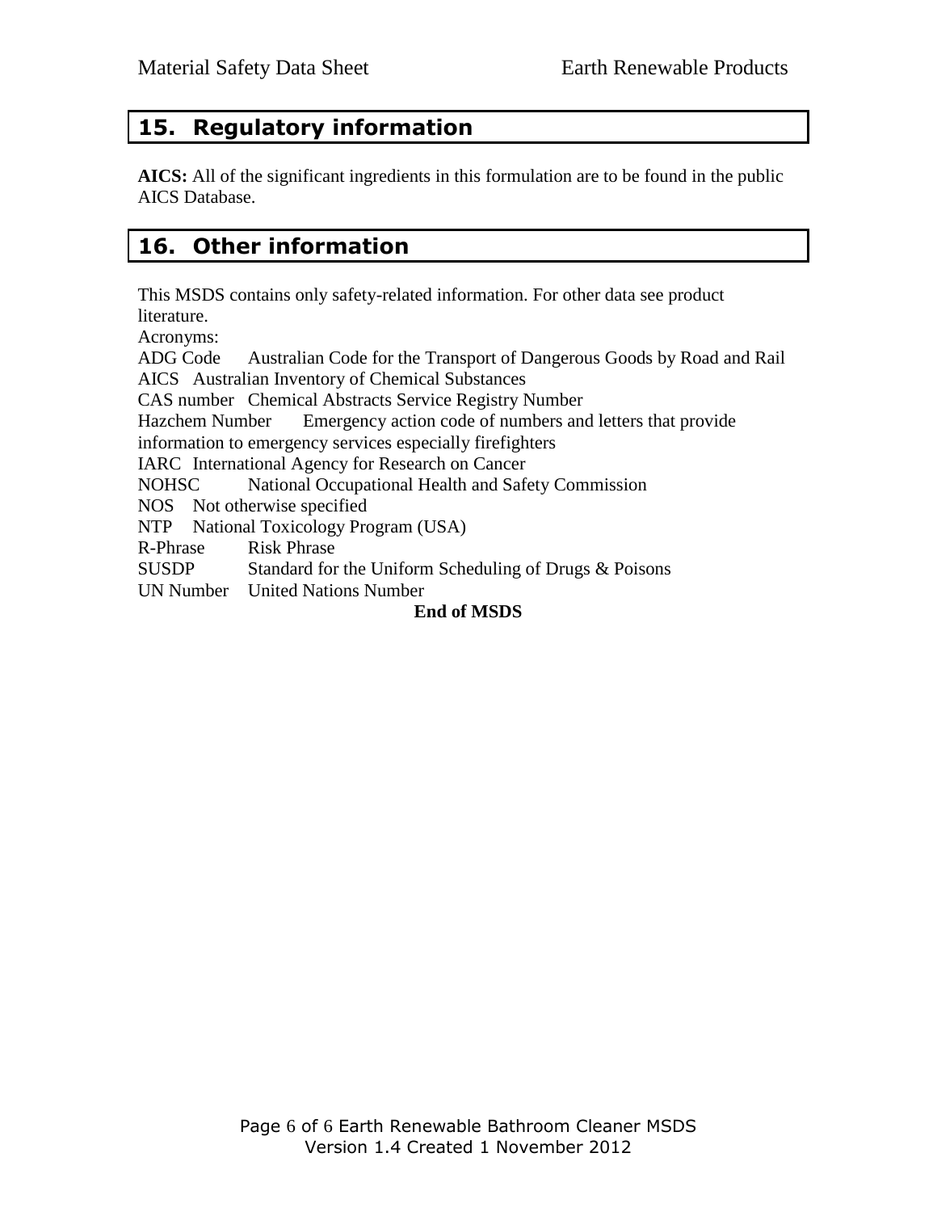## 15. Regulatory information

**AICS:** All of the significant ingredients in this formulation are to be found in the public AICS Database.

## 16. Other information

This MSDS contains only safety-related information. For other data see product literature.

Acronyms:

ADG Code Australian Code for the Transport of Dangerous Goods by Road and Rail
AICS Australian Inventory of Chemical Substances
CAS number Chemical Abstracts Service Registry Number
Hazchem Number Emergency action code of numbers and letters that provide information to emergency services especially firefighters
IARC International Agency for Research on Cancer
NOHSC National Occupational Health and Safety Commission
NOS Not otherwise specified
NTP National Toxicology Program (USA)
R-Phrase Risk Phrase
SUSDP Standard for the Uniform Scheduling of Drugs & Poisons
UN Number United Nations Number

**End of MSDS**